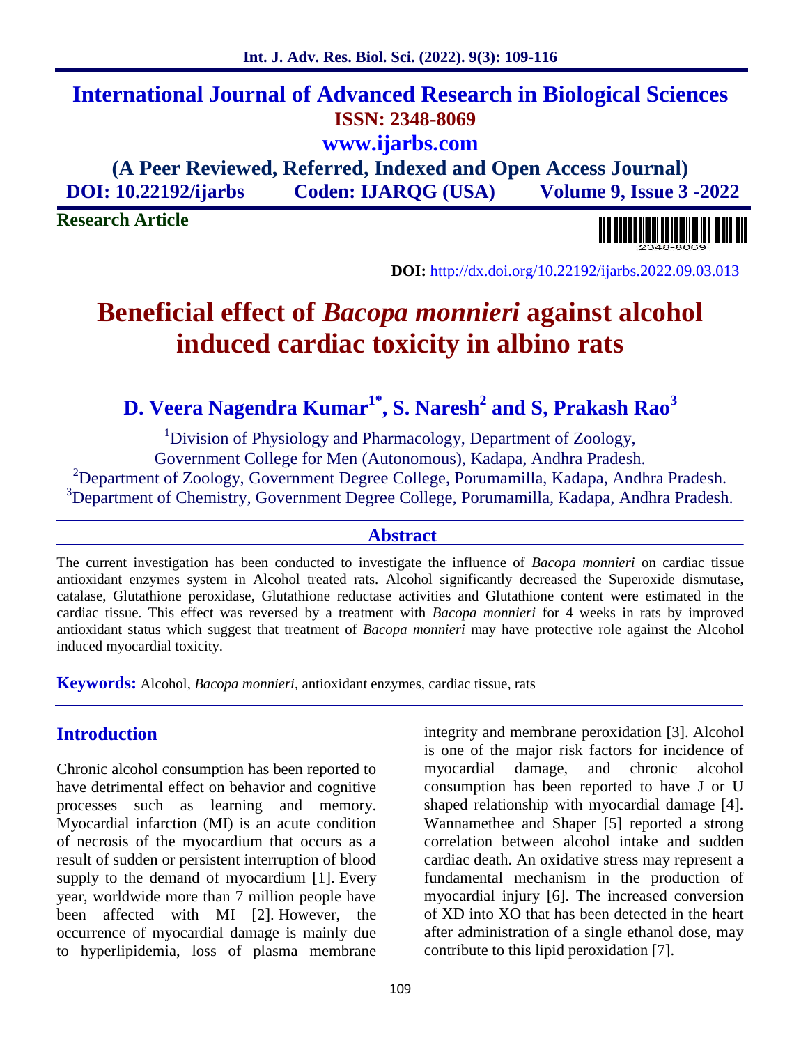# International Journal of Advanced Research in Biological Sciences

**ISSN: 2348-8069**

**www.ijarbs.com**

**(A Peer Reviewed, Referred, Indexed and Open Access Journal)**

**DOI: 10.22192/ijarbs Coden: IJARQG (USA) Volume 9, Issue 3 -2022**

**Research Article**

**DOI:** http://dx.doi.org/10.22192/ijarbs.2022.09.03.013

# Beneficial effect of *Bacopa monnieri* against alcohol induced cardiac toxicity in albino rats

**D. Veera Nagendra Kumar[1*], S. Naresh[2] and S, Prakash Rao[3]**

[1]Division of Physiology and Pharmacology, Department of Zoology, Government College for Men (Autonomous), Kadapa, Andhra Pradesh.

[2]Department of Zoology, Government Degree College, Porumamilla, Kadapa, Andhra Pradesh.

[3]Department of Chemistry, Government Degree College, Porumamilla, Kadapa, Andhra Pradesh.

## Abstract

The current investigation has been conducted to investigate the influence of *Bacopa monnieri* on cardiac tissue antioxidant enzymes system in Alcohol treated rats. Alcohol significantly decreased the Superoxide dismutase, catalase, Glutathione peroxidase, Glutathione reductase activities and Glutathione content were estimated in the cardiac tissue. This effect was reversed by a treatment with *Bacopa monnieri* for 4 weeks in rats by improved antioxidant status which suggest that treatment of *Bacopa monnieri* may have protective role against the Alcohol induced myocardial toxicity.

**Keywords:** Alcohol, *Bacopa monnieri*, antioxidant enzymes, cardiac tissue, rats

## Introduction

Chronic alcohol consumption has been reported to have detrimental effect on behavior and cognitive processes such as learning and memory. Myocardial infarction (MI) is an acute condition of necrosis of the myocardium that occurs as a result of sudden or persistent interruption of blood supply to the demand of myocardium [1]. Every year, worldwide more than 7 million people have been affected with MI [2]. However, the occurrence of myocardial damage is mainly due to hyperlipidemia, loss of plasma membrane integrity and membrane peroxidation [3]. Alcohol is one of the major risk factors for incidence of myocardial damage, and chronic alcohol consumption has been reported to have J or U shaped relationship with myocardial damage [4]. Wannamethee and Shaper [5] reported a strong correlation between alcohol intake and sudden cardiac death. An oxidative stress may represent a fundamental mechanism in the production of myocardial injury [6]. The increased conversion of XD into XO that has been detected in the heart after administration of a single ethanol dose, may contribute to this lipid peroxidation [7].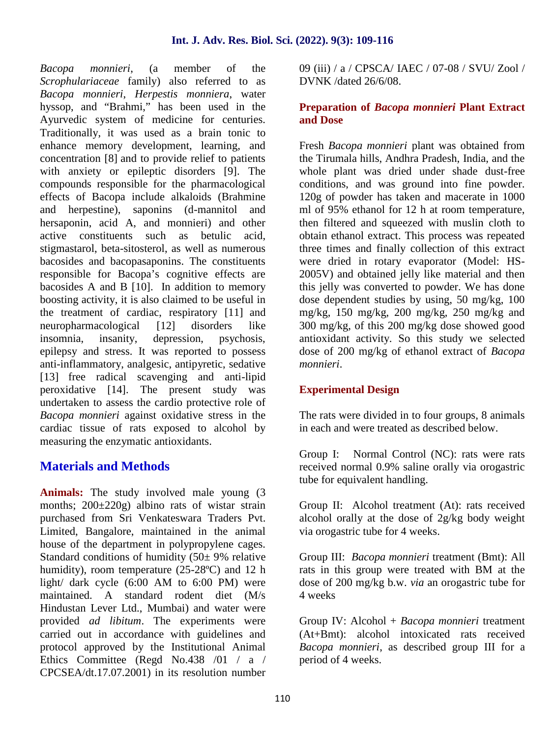*Bacopa monnieri*, (a member of the *Scrophulariaceae* family) also referred to as *Bacopa monnieri*, *Herpestis monniera*, water hyssop, and "Brahmi," has been used in the Ayurvedic system of medicine for centuries. Traditionally, it was used as a brain tonic to enhance memory development, learning, and concentration [8] and to provide relief to patients with anxiety or epileptic disorders [9]. The compounds responsible for the pharmacological effects of Bacopa include alkaloids (Brahmine and herpestine), saponins (d-mannitol and hersaponin, acid A, and monnieri) and other active constituents such as betulic acid, stigmastarol, beta-sitosterol, as well as numerous bacosides and bacopasaponins. The constituents responsible for Bacopa's cognitive effects are bacosides A and B [10]. In addition to memory boosting activity, it is also claimed to be useful in the treatment of cardiac, respiratory [11] and neuropharmacological [12] disorders like insomnia, insanity, depression, psychosis, epilepsy and stress. It was reported to possess anti-inflammatory, analgesic, antipyretic, sedative [13] free radical scavenging and anti-lipid peroxidative [14]. The present study was undertaken to assess the cardio protective role of *Bacopa monnieri* against oxidative stress in the cardiac tissue of rats exposed to alcohol by measuring the enzymatic antioxidants.

## Materials and Methods

**Animals:** The study involved male young (3 months; 200±220g) albino rats of wistar strain purchased from Sri Venkateswara Traders Pvt. Limited, Bangalore, maintained in the animal house of the department in polypropylene cages. Standard conditions of humidity (50± 9% relative humidity), room temperature (25-28ºC) and 12 h light/ dark cycle (6:00 AM to 6:00 PM) were maintained. A standard rodent diet (M/s Hindustan Lever Ltd., Mumbai) and water were provided *ad libitum*. The experiments were carried out in accordance with guidelines and protocol approved by the Institutional Animal Ethics Committee (Regd No.438 /01 / a / CPCSEA/dt.17.07.2001) in its resolution number 09 (iii) / a / CPSCA/ IAEC / 07-08 / SVU/ Zool / DVNK /dated 26/6/08.

### Preparation of *Bacopa monnieri* Plant Extract and Dose

Fresh *Bacopa monnieri* plant was obtained from the Tirumala hills, Andhra Pradesh, India, and the whole plant was dried under shade dust-free conditions, and was ground into fine powder. 120g of powder has taken and macerate in 1000 ml of 95% ethanol for 12 h at room temperature, then filtered and squeezed with muslin cloth to obtain ethanol extract. This process was repeated three times and finally collection of this extract were dried in rotary evaporator (Model: HS-2005V) and obtained jelly like material and then this jelly was converted to powder. We has done dose dependent studies by using, 50 mg/kg, 100 mg/kg, 150 mg/kg, 200 mg/kg, 250 mg/kg and 300 mg/kg, of this 200 mg/kg dose showed good antioxidant activity. So this study we selected dose of 200 mg/kg of ethanol extract of *Bacopa monnieri*.

### Experimental Design

The rats were divided in to four groups, 8 animals in each and were treated as described below.

Group I: Normal Control (NC): rats were rats received normal 0.9% saline orally via orogastric tube for equivalent handling.

Group II: Alcohol treatment (At): rats received alcohol orally at the dose of 2g/kg body weight via orogastric tube for 4 weeks.

Group III: *Bacopa monnieri* treatment (Bmt): All rats in this group were treated with BM at the dose of 200 mg/kg b.w. *via* an orogastric tube for 4 weeks

Group IV: Alcohol + *Bacopa monnieri* treatment (At+Bmt): alcohol intoxicated rats received *Bacopa monnieri*, as described group III for a period of 4 weeks.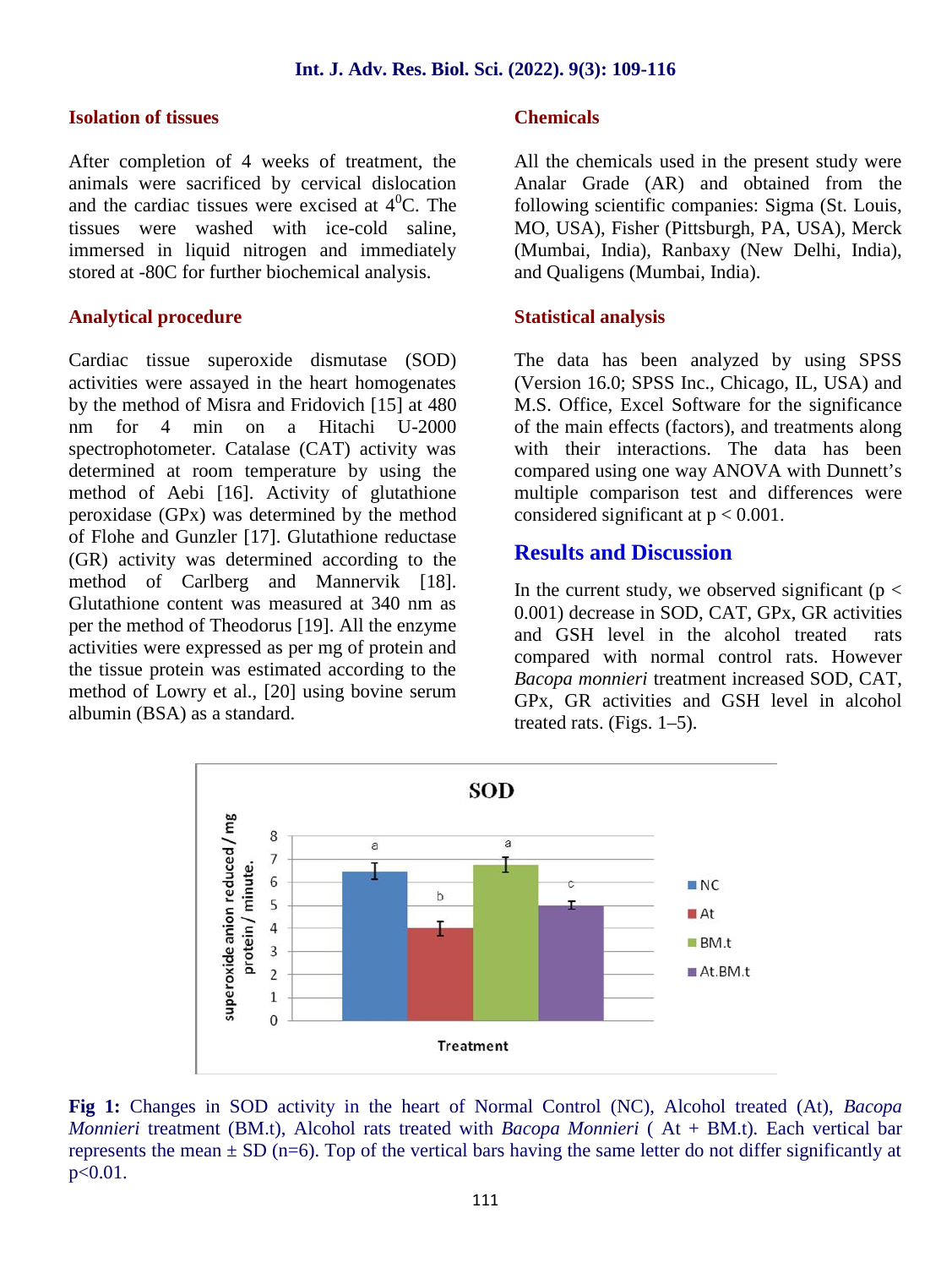## Isolation of tissues

After completion of 4 weeks of treatment, the animals were sacrificed by cervical dislocation and the cardiac tissues were excised at $4^{0}$C. The tissues were washed with ice-cold saline, immersed in liquid nitrogen and immediately stored at -80C for further biochemical analysis.

## Analytical procedure

Cardiac tissue superoxide dismutase (SOD) activities were assayed in the heart homogenates by the method of Misra and Fridovich [15] at 480 nm for 4 min on a Hitachi U-2000 spectrophotometer. Catalase (CAT) activity was determined at room temperature by using the method of Aebi [16]. Activity of glutathione peroxidase (GPx) was determined by the method of Flohe and Gunzler [17]. Glutathione reductase (GR) activity was determined according to the method of Carlberg and Mannervik [18]. Glutathione content was measured at 340 nm as per the method of Theodorus [19]. All the enzyme activities were expressed as per mg of protein and the tissue protein was estimated according to the method of Lowry et al., [20] using bovine serum albumin (BSA) as a standard.

## Chemicals

All the chemicals used in the present study were Analar Grade (AR) and obtained from the following scientific companies: Sigma (St. Louis, MO, USA), Fisher (Pittsburgh, PA, USA), Merck (Mumbai, India), Ranbaxy (New Delhi, India), and Qualigens (Mumbai, India).

## Statistical analysis

The data has been analyzed by using SPSS (Version 16.0; SPSS Inc., Chicago, IL, USA) and M.S. Office, Excel Software for the significance of the main effects (factors), and treatments along with their interactions. The data has been compared using one way ANOVA with Dunnett's multiple comparison test and differences were considered significant at $p < 0.001$.

# Results and Discussion

In the current study, we observed significant ($p < 0.001$) decrease in SOD, CAT, GPx, GR activities and GSH level in the alcohol treated rats compared with normal control rats. However *Bacopa monnieri* treatment increased SOD, CAT, GPx, GR activities and GSH level in alcohol treated rats. (Figs. 1–5).

**Fig 1:** Changes in SOD activity in the heart of Normal Control (NC), Alcohol treated (At), *Bacopa Monnieri* treatment (BM.t), Alcohol rats treated with *Bacopa Monnieri* ( At + BM.t). Each vertical bar represents the mean ± SD (n=6). Top of the vertical bars having the same letter do not differ significantly at p<0.01.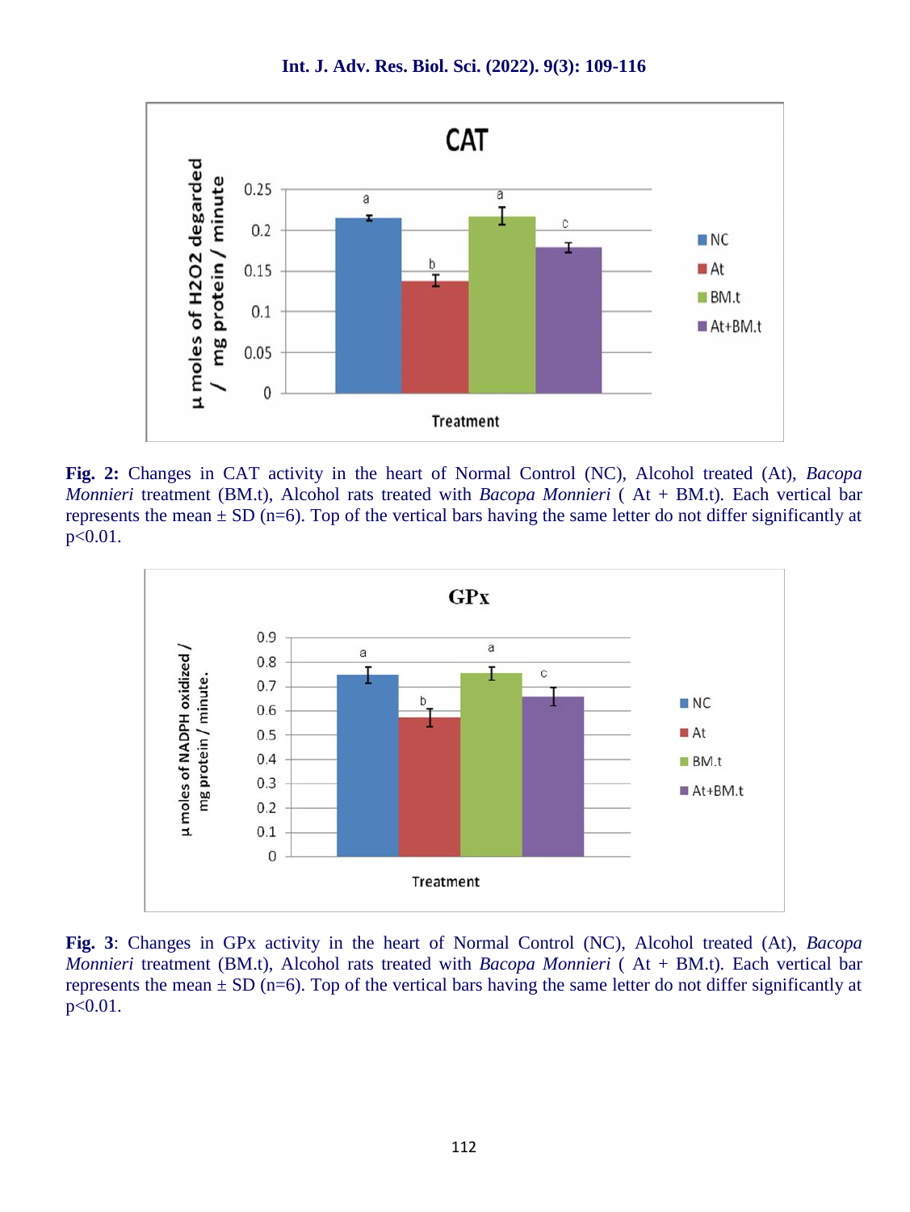Fig. 2: Changes in CAT activity in the heart of Normal Control (NC), Alcohol treated (At), *Bacopa Monnieri* treatment (BM.t), Alcohol rats treated with *Bacopa Monnieri* ( At + BM.t). Each vertical bar represents the mean ± SD (n=6). Top of the vertical bars having the same letter do not differ significantly at p<0.01.

Fig. 3: Changes in GPx activity in the heart of Normal Control (NC), Alcohol treated (At), *Bacopa Monnieri* treatment (BM.t), Alcohol rats treated with *Bacopa Monnieri* ( At + BM.t). Each vertical bar represents the mean ± SD (n=6). Top of the vertical bars having the same letter do not differ significantly at p<0.01.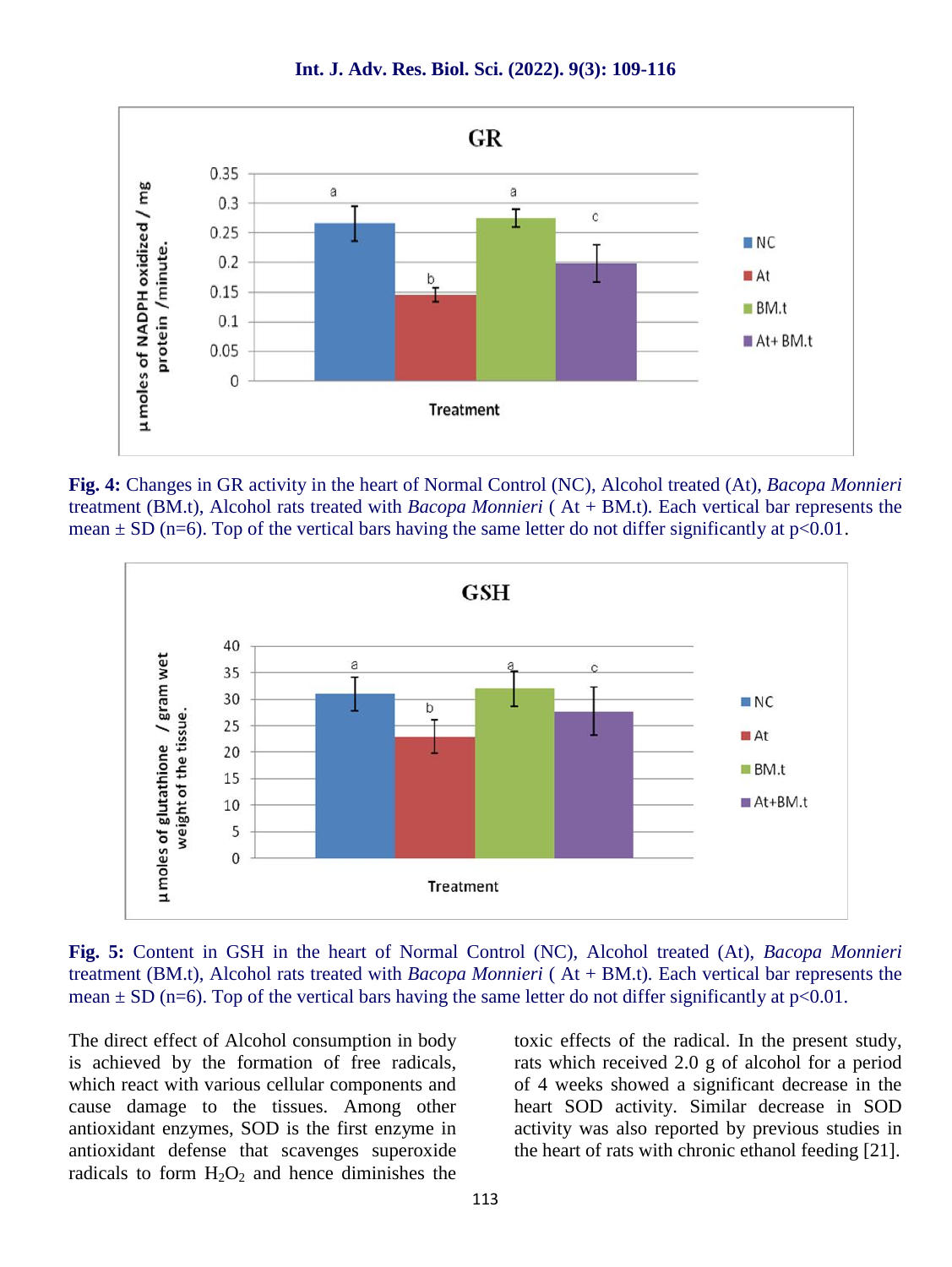**Fig. 4:** Changes in GR activity in the heart of Normal Control (NC), Alcohol treated (At), *Bacopa Monnieri* treatment (BM.t), Alcohol rats treated with *Bacopa Monnieri* ( At + BM.t). Each vertical bar represents the mean ± SD (n=6). Top of the vertical bars having the same letter do not differ significantly at p<0.01.

**Fig. 5:** Content in GSH in the heart of Normal Control (NC), Alcohol treated (At), *Bacopa Monnieri* treatment (BM.t), Alcohol rats treated with *Bacopa Monnieri* ( At + BM.t). Each vertical bar represents the mean ± SD (n=6). Top of the vertical bars having the same letter do not differ significantly at p<0.01.

The direct effect of Alcohol consumption in body is achieved by the formation of free radicals, which react with various cellular components and cause damage to the tissues. Among other antioxidant enzymes, SOD is the first enzyme in antioxidant defense that scavenges superoxide radicals to form $H_2O_2$ and hence diminishes the toxic effects of the radical. In the present study, rats which received 2.0 g of alcohol for a period of 4 weeks showed a significant decrease in the heart SOD activity. Similar decrease in SOD activity was also reported by previous studies in the heart of rats with chronic ethanol feeding [21].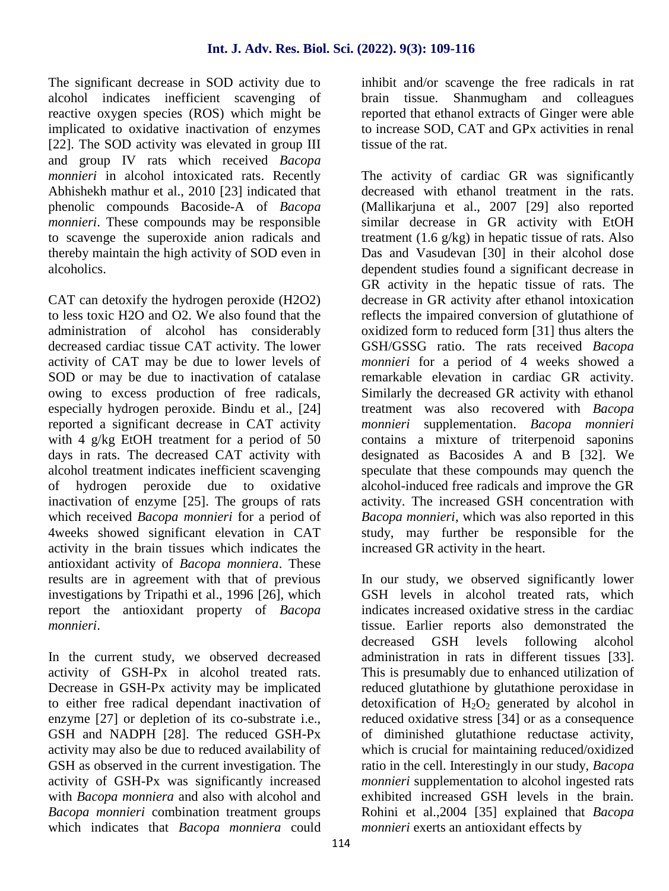The significant decrease in SOD activity due to alcohol indicates inefficient scavenging of reactive oxygen species (ROS) which might be implicated to oxidative inactivation of enzymes [22]. The SOD activity was elevated in group III and group IV rats which received *Bacopa monnieri* in alcohol intoxicated rats. Recently Abhishekh mathur et al., 2010 [23] indicated that phenolic compounds Bacoside-A of *Bacopa monnieri*. These compounds may be responsible to scavenge the superoxide anion radicals and thereby maintain the high activity of SOD even in alcoholics.

CAT can detoxify the hydrogen peroxide (H2O2) to less toxic H2O and O2. We also found that the administration of alcohol has considerably decreased cardiac tissue CAT activity. The lower activity of CAT may be due to lower levels of SOD or may be due to inactivation of catalase owing to excess production of free radicals, especially hydrogen peroxide. Bindu et al., [24] reported a significant decrease in CAT activity with 4 g/kg EtOH treatment for a period of 50 days in rats. The decreased CAT activity with alcohol treatment indicates inefficient scavenging of hydrogen peroxide due to oxidative inactivation of enzyme [25]. The groups of rats which received *Bacopa monnieri* for a period of 4weeks showed significant elevation in CAT activity in the brain tissues which indicates the antioxidant activity of *Bacopa monniera*. These results are in agreement with that of previous investigations by Tripathi et al., 1996 [26], which report the antioxidant property of *Bacopa monnieri*.

In the current study, we observed decreased activity of GSH-Px in alcohol treated rats. Decrease in GSH-Px activity may be implicated to either free radical dependant inactivation of enzyme [27] or depletion of its co-substrate i.e., GSH and NADPH [28]. The reduced GSH-Px activity may also be due to reduced availability of GSH as observed in the current investigation. The activity of GSH-Px was significantly increased with *Bacopa monniera* and also with alcohol and *Bacopa monnieri* combination treatment groups which indicates that *Bacopa monniera* could inhibit and/or scavenge the free radicals in rat brain tissue. Shanmugham and colleagues reported that ethanol extracts of Ginger were able to increase SOD, CAT and GPx activities in renal tissue of the rat.

The activity of cardiac GR was significantly decreased with ethanol treatment in the rats. (Mallikarjuna et al., 2007 [29] also reported similar decrease in GR activity with EtOH treatment (1.6 g/kg) in hepatic tissue of rats. Also Das and Vasudevan [30] in their alcohol dose dependent studies found a significant decrease in GR activity in the hepatic tissue of rats. The decrease in GR activity after ethanol intoxication reflects the impaired conversion of glutathione of oxidized form to reduced form [31] thus alters the GSH/GSSG ratio. The rats received *Bacopa monnieri* for a period of 4 weeks showed a remarkable elevation in cardiac GR activity. Similarly the decreased GR activity with ethanol treatment was also recovered with *Bacopa monnieri* supplementation. *Bacopa monnieri* contains a mixture of triterpenoid saponins designated as Bacosides A and B [32]. We speculate that these compounds may quench the alcohol-induced free radicals and improve the GR activity. The increased GSH concentration with *Bacopa monnieri*, which was also reported in this study, may further be responsible for the increased GR activity in the heart.

In our study, we observed significantly lower GSH levels in alcohol treated rats, which indicates increased oxidative stress in the cardiac tissue. Earlier reports also demonstrated the decreased GSH levels following alcohol administration in rats in different tissues [33]. This is presumably due to enhanced utilization of reduced glutathione by glutathione peroxidase in detoxification of $H_2O_2$ generated by alcohol in reduced oxidative stress [34] or as a consequence of diminished glutathione reductase activity, which is crucial for maintaining reduced/oxidized ratio in the cell. Interestingly in our study, *Bacopa monnieri* supplementation to alcohol ingested rats exhibited increased GSH levels in the brain. Rohini et al.,2004 [35] explained that *Bacopa monnieri* exerts an antioxidant effects by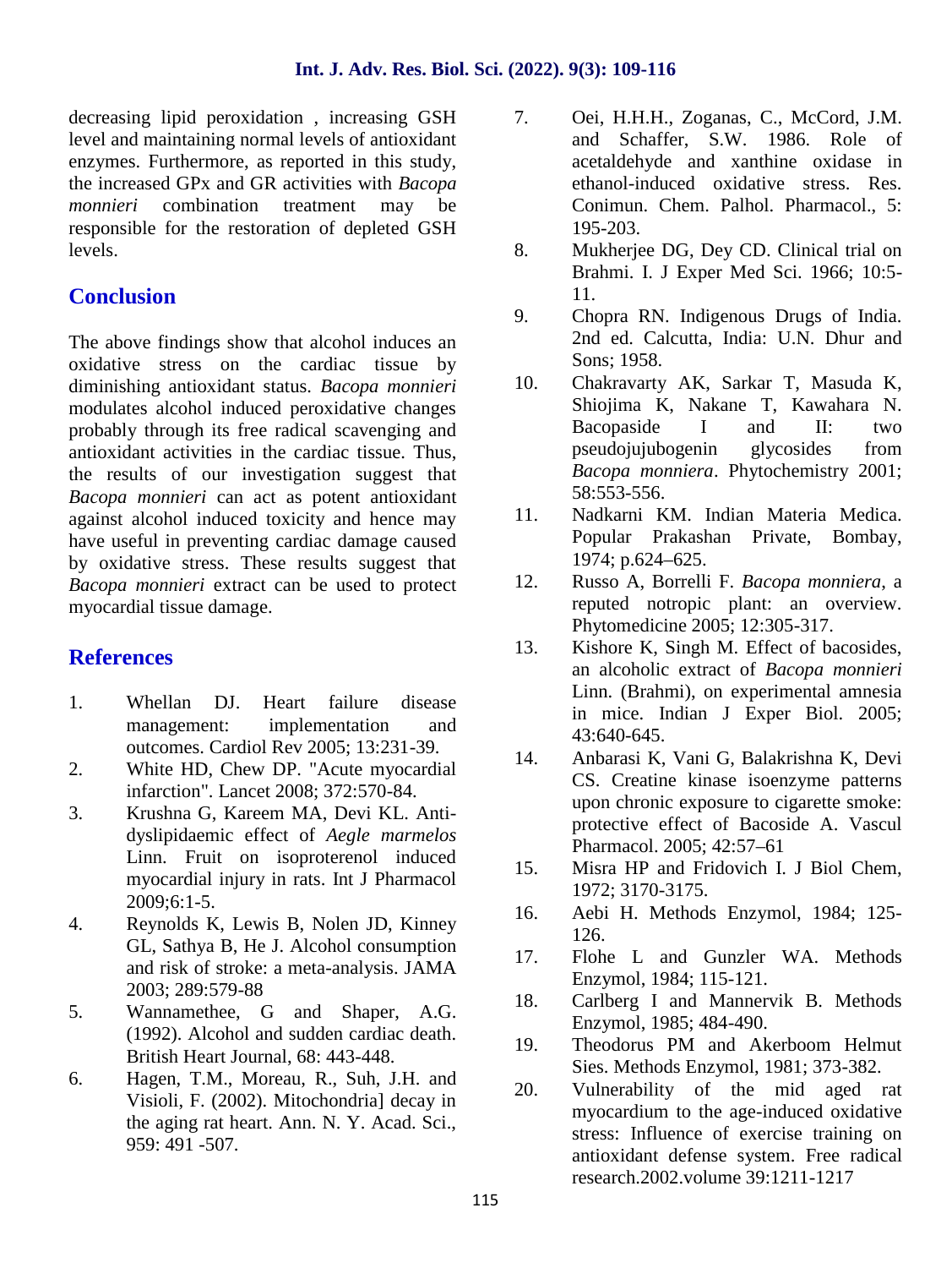decreasing lipid peroxidation , increasing GSH level and maintaining normal levels of antioxidant enzymes. Furthermore, as reported in this study, the increased GPx and GR activities with *Bacopa monnieri* combination treatment may be responsible for the restoration of depleted GSH levels.

## Conclusion

The above findings show that alcohol induces an oxidative stress on the cardiac tissue by diminishing antioxidant status. *Bacopa monnieri* modulates alcohol induced peroxidative changes probably through its free radical scavenging and antioxidant activities in the cardiac tissue. Thus, the results of our investigation suggest that *Bacopa monnieri* can act as potent antioxidant against alcohol induced toxicity and hence may have useful in preventing cardiac damage caused by oxidative stress. These results suggest that *Bacopa monnieri* extract can be used to protect myocardial tissue damage.

## References

1. Whellan DJ. Heart failure disease management: implementation and outcomes. Cardiol Rev 2005; 13:231-39.
2. White HD, Chew DP. "Acute myocardial infarction". Lancet 2008; 372:570-84.
3. Krushna G, Kareem MA, Devi KL. Anti-dyslipidaemic effect of *Aegle marmelos* Linn. Fruit on isoproterenol induced myocardial injury in rats. Int J Pharmacol 2009;6:1-5.
4. Reynolds K, Lewis B, Nolen JD, Kinney GL, Sathya B, He J. Alcohol consumption and risk of stroke: a meta-analysis. JAMA 2003; 289:579-88
5. Wannamethee, G and Shaper, A.G. (1992). Alcohol and sudden cardiac death. British Heart Journal, 68: 443-448.
6. Hagen, T.M., Moreau, R., Suh, J.H. and Visioli, F. (2002). Mitochondria] decay in the aging rat heart. Ann. N. Y. Acad. Sci., 959: 491 -507.
7. Oei, H.H.H., Zoganas, C., McCord, J.M. and Schaffer, S.W. 1986. Role of acetaldehyde and xanthine oxidase in ethanol-induced oxidative stress. Res. Conimun. Chem. Palhol. Pharmacol., 5: 195-203.
8. Mukherjee DG, Dey CD. Clinical trial on Brahmi. I. J Exper Med Sci. 1966; 10:5-11.
9. Chopra RN. Indigenous Drugs of India. 2nd ed. Calcutta, India: U.N. Dhur and Sons; 1958.
10. Chakravarty AK, Sarkar T, Masuda K, Shiojima K, Nakane T, Kawahara N. Bacopaside I and II: two pseudojujubogenin glycosides from *Bacopa monniera*. Phytochemistry 2001; 58:553-556.
11. Nadkarni KM. Indian Materia Medica. Popular Prakashan Private, Bombay, 1974; p.624–625.
12. Russo A, Borrelli F. *Bacopa monniera*, a reputed notropic plant: an overview. Phytomedicine 2005; 12:305-317.
13. Kishore K, Singh M. Effect of bacosides, an alcoholic extract of *Bacopa monnieri* Linn. (Brahmi), on experimental amnesia in mice. Indian J Exper Biol. 2005; 43:640-645.
14. Anbarasi K, Vani G, Balakrishna K, Devi CS. Creatine kinase isoenzyme patterns upon chronic exposure to cigarette smoke: protective effect of Bacoside A. Vascul Pharmacol. 2005; 42:57–61
15. Misra HP and Fridovich I. J Biol Chem, 1972; 3170-3175.
16. Aebi H. Methods Enzymol, 1984; 125-126.
17. Flohe L and Gunzler WA. Methods Enzymol, 1984; 115-121.
18. Carlberg I and Mannervik B. Methods Enzymol, 1985; 484-490.
19. Theodorus PM and Akerboom Helmut Sies. Methods Enzymol, 1981; 373-382.
20. Vulnerability of the mid aged rat myocardium to the age-induced oxidative stress: Influence of exercise training on antioxidant defense system. Free radical research.2002.volume 39:1211-1217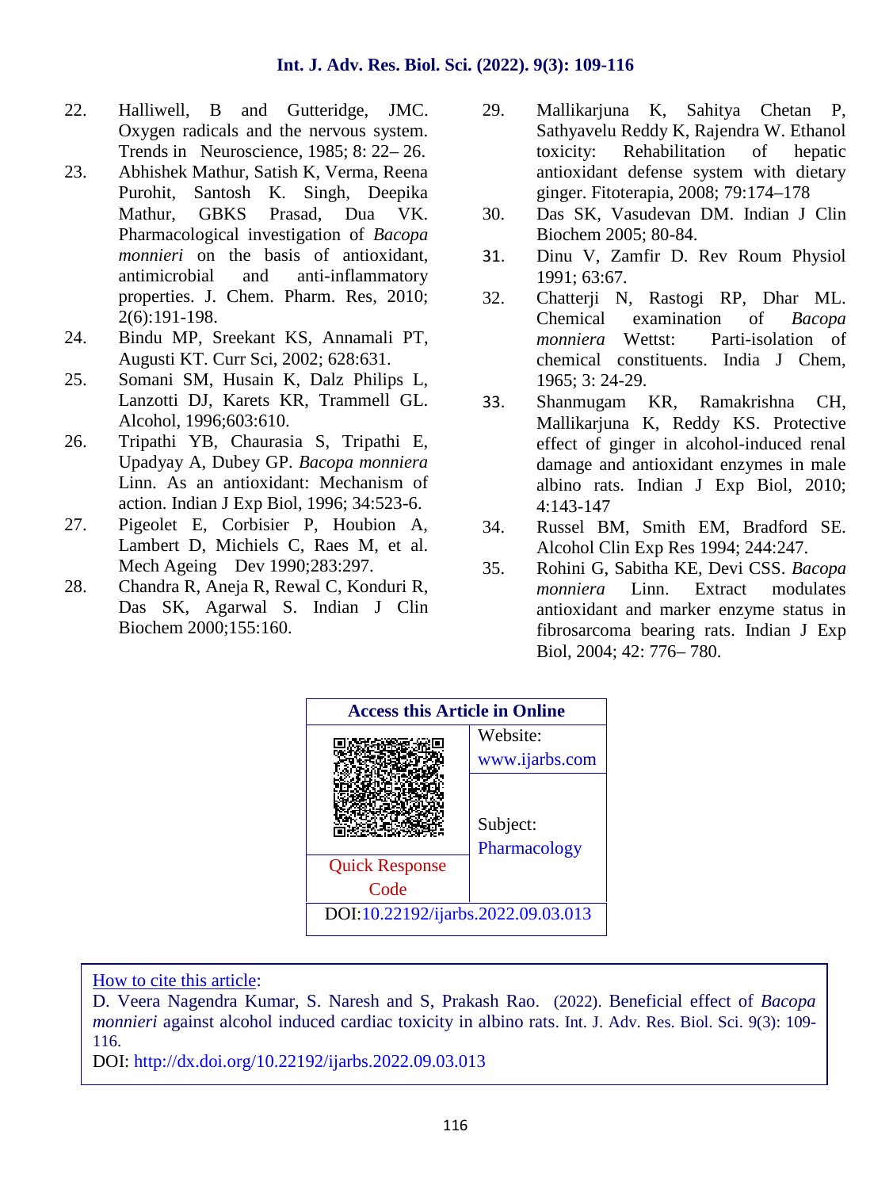22. Halliwell, B and Gutteridge, JMC. Oxygen radicals and the nervous system. Trends in Neuroscience, 1985; 8: 22– 26.
23. Abhishek Mathur, Satish K, Verma, Reena Purohit, Santosh K. Singh, Deepika Mathur, GBKS Prasad, Dua VK. Pharmacological investigation of *Bacopa monnieri* on the basis of antioxidant, antimicrobial and anti-inflammatory properties. J. Chem. Pharm. Res, 2010; 2(6):191-198.
24. Bindu MP, Sreekant KS, Annamali PT, Augusti KT. Curr Sci, 2002; 628:631.
25. Somani SM, Husain K, Dalz Philips L, Lanzotti DJ, Karets KR, Trammell GL. Alcohol, 1996;603:610.
26. Tripathi YB, Chaurasia S, Tripathi E, Upadyay A, Dubey GP. *Bacopa monniera* Linn. As an antioxidant: Mechanism of action. Indian J Exp Biol, 1996; 34:523-6.
27. Pigeolet E, Corbisier P, Houbion A, Lambert D, Michiels C, Raes M, et al. Mech Ageing Dev 1990;283:297.
28. Chandra R, Aneja R, Rewal C, Konduri R, Das SK, Agarwal S. Indian J Clin Biochem 2000;155:160.
29. Mallikarjuna K, Sahitya Chetan P, Sathyavelu Reddy K, Rajendra W. Ethanol toxicity: Rehabilitation of hepatic antioxidant defense system with dietary ginger. Fitoterapia, 2008; 79:174–178
30. Das SK, Vasudevan DM. Indian J Clin Biochem 2005; 80-84.
31. Dinu V, Zamfir D. Rev Roum Physiol 1991; 63:67.
32. Chatterji N, Rastogi RP, Dhar ML. Chemical examination of *Bacopa monniera* Wettst: Parti-isolation of chemical constituents. India J Chem, 1965; 3: 24-29.
33. Shanmugam KR, Ramakrishna CH, Mallikarjuna K, Reddy KS. Protective effect of ginger in alcohol-induced renal damage and antioxidant enzymes in male albino rats. Indian J Exp Biol, 2010; 4:143-147
34. Russel BM, Smith EM, Bradford SE. Alcohol Clin Exp Res 1994; 244:247.
35. Rohini G, Sabitha KE, Devi CSS. *Bacopa monniera* Linn. Extract modulates antioxidant and marker enzyme status in fibrosarcoma bearing rats. Indian J Exp Biol, 2004; 42: 776– 780.

| Access this Article in Online | |
|---|---|
| | Website: www.ijarbs.com |
| Quick Response Code | Subject: Pharmacology |
| DOI:10.22192/ijarbs.2022.09.03.013 | |

How to cite this article:
D. Veera Nagendra Kumar, S. Naresh and S, Prakash Rao. (2022). Beneficial effect of *Bacopa monnieri* against alcohol induced cardiac toxicity in albino rats. Int. J. Adv. Res. Biol. Sci. 9(3): 109-116.
DOI: http://dx.doi.org/10.22192/ijarbs.2022.09.03.013